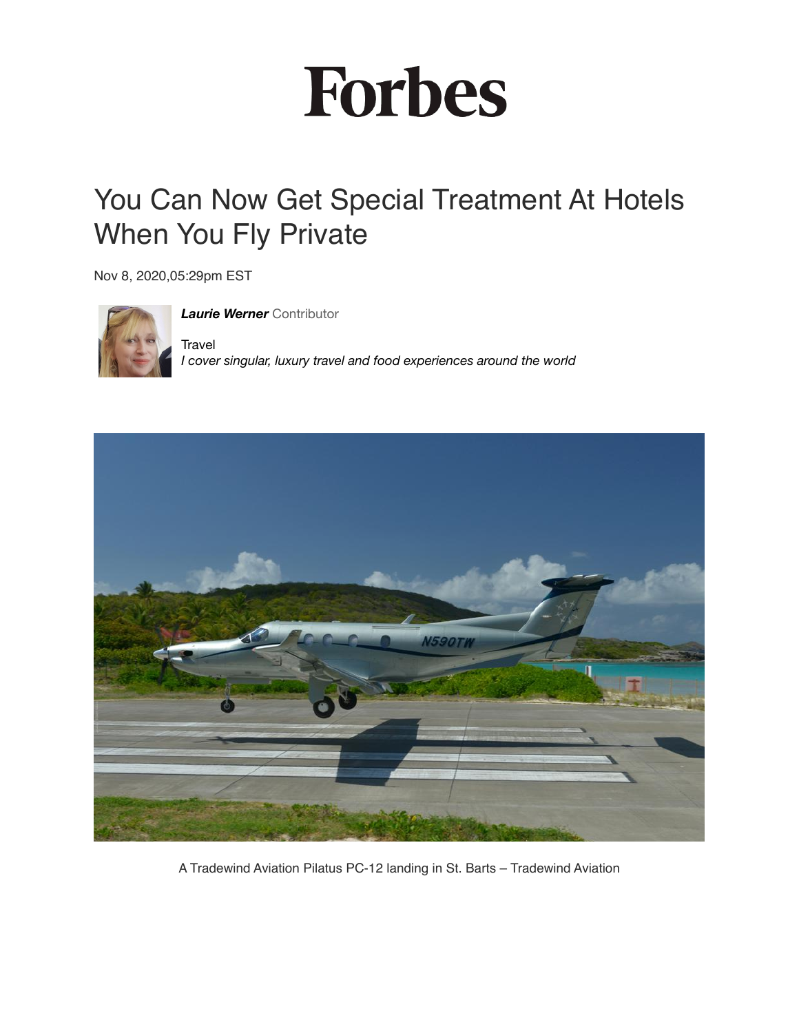Forbes

# You Can Now Get Special Treatment At Hotels When You Fly Private

Nov 8, 2020,05:29pm EST

***Laurie Werner*** Contributor

Travel

*I cover singular, luxury travel and food experiences around the world*

A Tradewind Aviation Pilatus PC-12 landing in St. Barts – Tradewind Aviation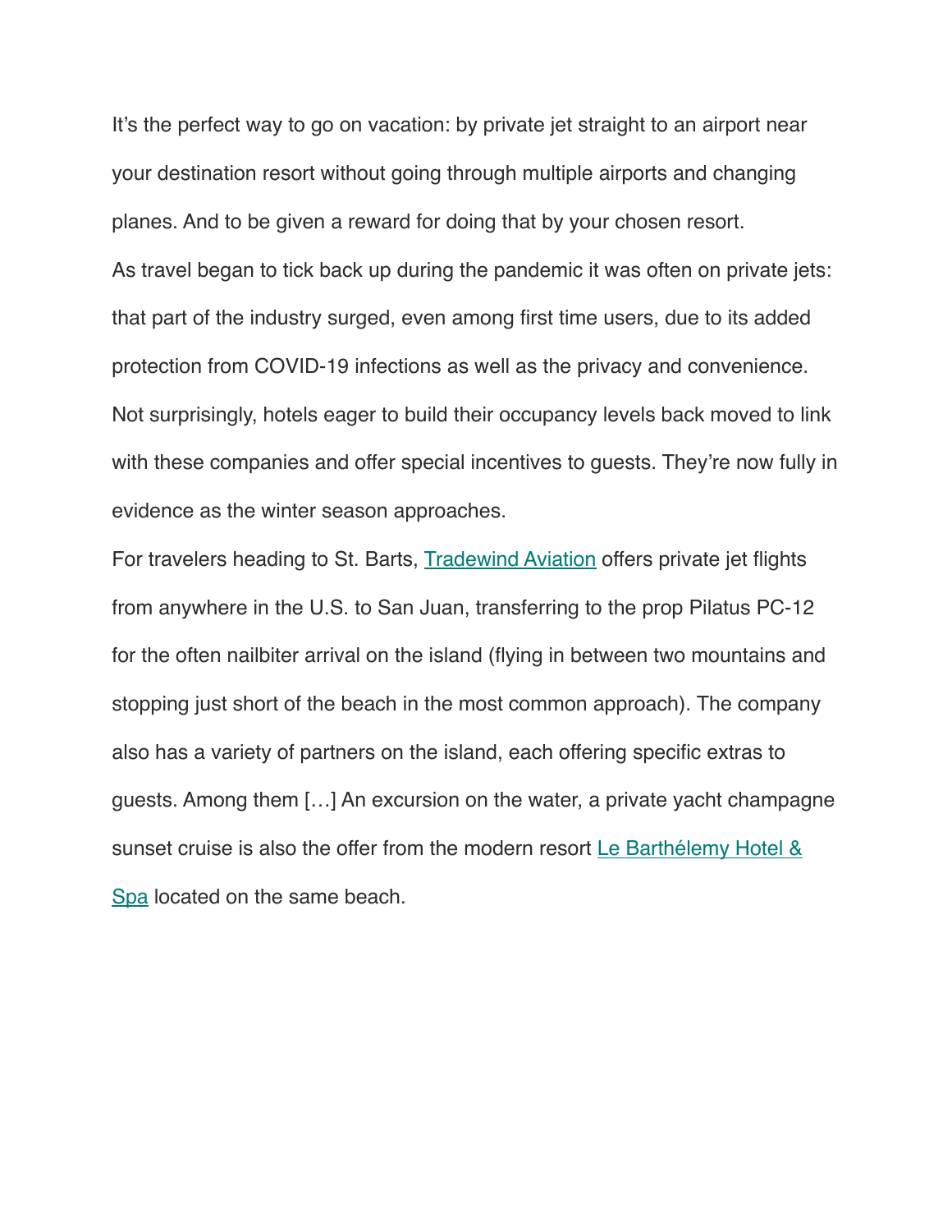It's the perfect way to go on vacation: by private jet straight to an airport near your destination resort without going through multiple airports and changing planes. And to be given a reward for doing that by your chosen resort.

As travel began to tick back up during the pandemic it was often on private jets: that part of the industry surged, even among first time users, due to its added protection from COVID-19 infections as well as the privacy and convenience. Not surprisingly, hotels eager to build their occupancy levels back moved to link with these companies and offer special incentives to guests. They're now fully in evidence as the winter season approaches.

For travelers heading to St. Barts, [Tradewind Aviation] offers private jet flights from anywhere in the U.S. to San Juan, transferring to the prop Pilatus PC-12 for the often nailbiter arrival on the island (flying in between two mountains and stopping just short of the beach in the most common approach). The company also has a variety of partners on the island, each offering specific extras to guests. Among them […] An excursion on the water, a private yacht champagne sunset cruise is also the offer from the modern resort [Le Barthélemy Hotel & Spa] located on the same beach.